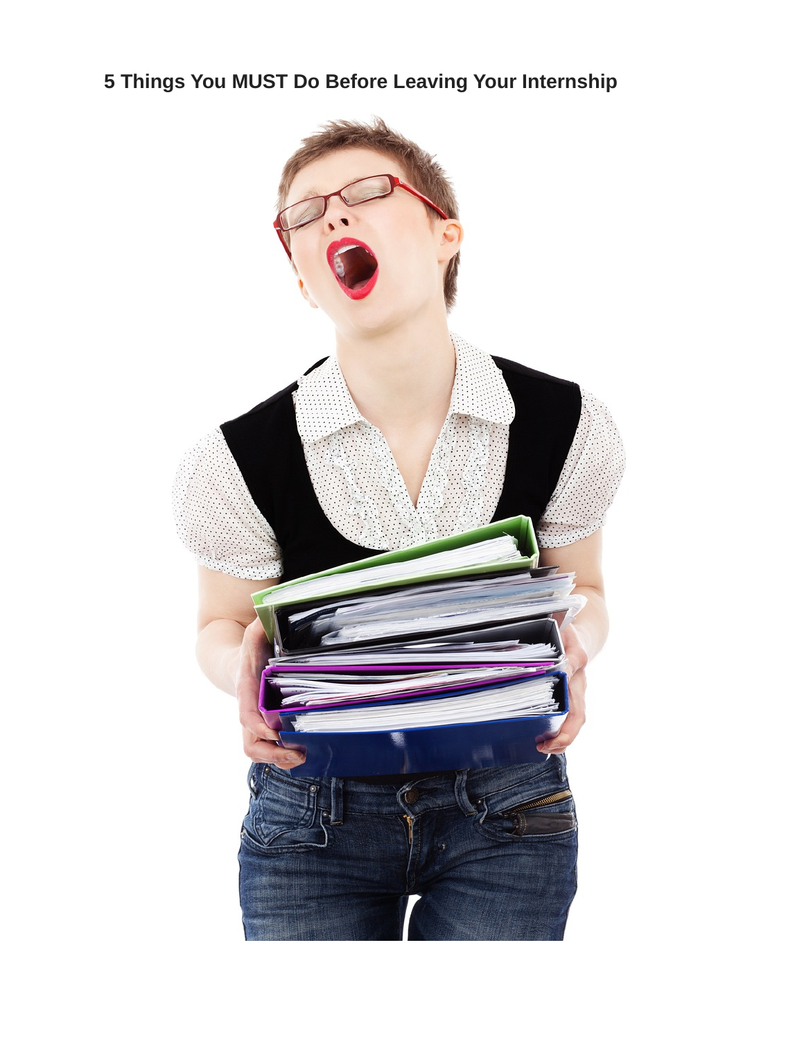# 5 Things You MUST Do Before Leaving Your Internship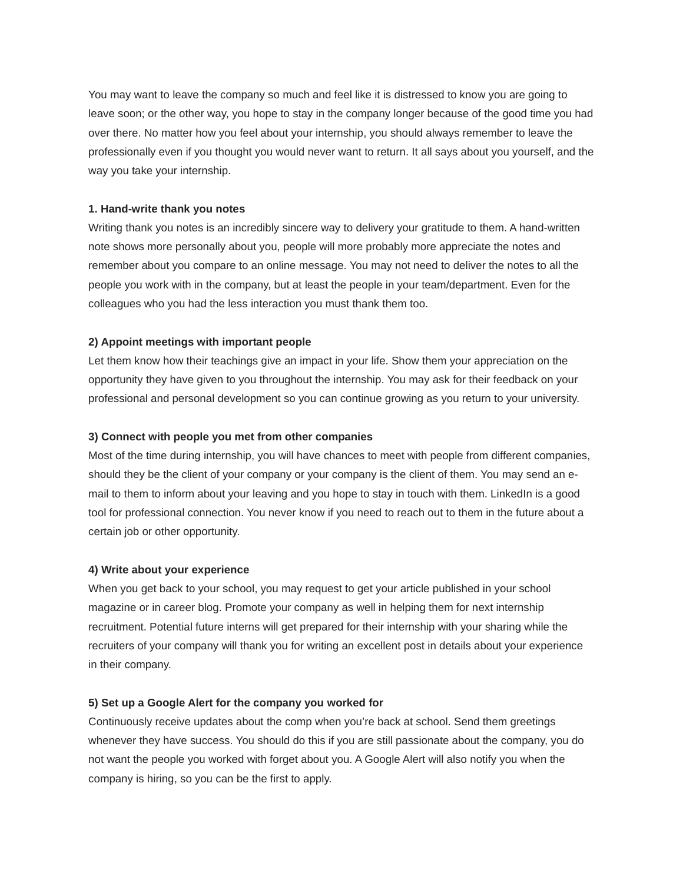You may want to leave the company so much and feel like it is distressed to know you are going to leave soon; or the other way, you hope to stay in the company longer because of the good time you had over there. No matter how you feel about your internship, you should always remember to leave the professionally even if you thought you would never want to return. It all says about you yourself, and the way you take your internship.

**1. Hand-write thank you notes**
Writing thank you notes is an incredibly sincere way to delivery your gratitude to them. A hand-written note shows more personally about you, people will more probably more appreciate the notes and remember about you compare to an online message. You may not need to deliver the notes to all the people you work with in the company, but at least the people in your team/department. Even for the colleagues who you had the less interaction you must thank them too.

**2) Appoint meetings with important people**
Let them know how their teachings give an impact in your life. Show them your appreciation on the opportunity they have given to you throughout the internship. You may ask for their feedback on your professional and personal development so you can continue growing as you return to your university.

**3) Connect with people you met from other companies**
Most of the time during internship, you will have chances to meet with people from different companies, should they be the client of your company or your company is the client of them. You may send an e-mail to them to inform about your leaving and you hope to stay in touch with them. LinkedIn is a good tool for professional connection. You never know if you need to reach out to them in the future about a certain job or other opportunity.

**4) Write about your experience**
When you get back to your school, you may request to get your article published in your school magazine or in career blog. Promote your company as well in helping them for next internship recruitment. Potential future interns will get prepared for their internship with your sharing while the recruiters of your company will thank you for writing an excellent post in details about your experience in their company.

**5) Set up a Google Alert for the company you worked for**
Continuously receive updates about the comp when you're back at school. Send them greetings whenever they have success. You should do this if you are still passionate about the company, you do not want the people you worked with forget about you. A Google Alert will also notify you when the company is hiring, so you can be the first to apply.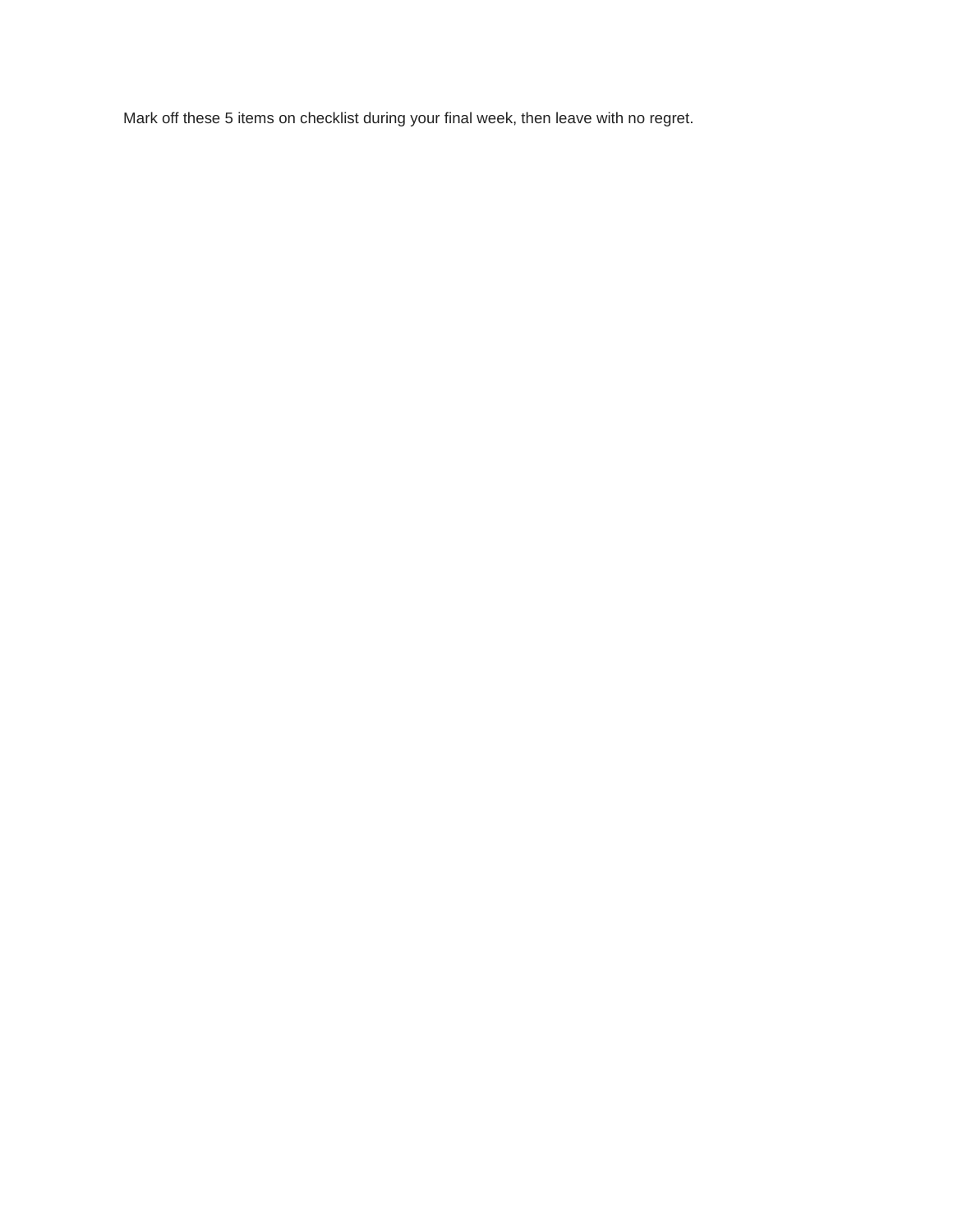Mark off these 5 items on checklist during your final week, then leave with no regret.